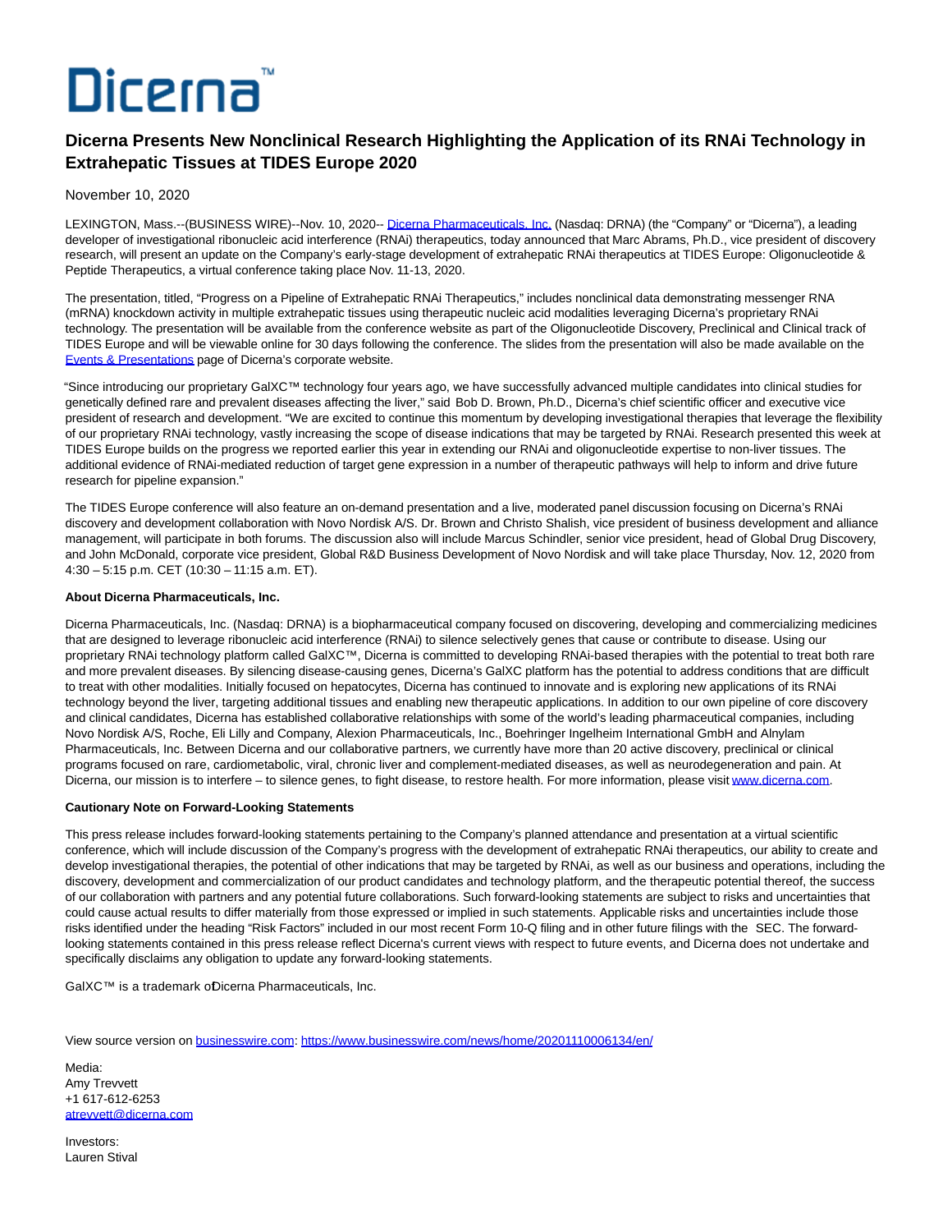# Dicerna™

## Dicerna Presents New Nonclinical Research Highlighting the Application of its RNAi Technology in Extrahepatic Tissues at TIDES Europe 2020

November 10, 2020

LEXINGTON, Mass.--(BUSINESS WIRE)--Nov. 10, 2020-- Dicerna Pharmaceuticals, Inc. (Nasdaq: DRNA) (the "Company" or "Dicerna"), a leading developer of investigational ribonucleic acid interference (RNAi) therapeutics, today announced that Marc Abrams, Ph.D., vice president of discovery research, will present an update on the Company's early-stage development of extrahepatic RNAi therapeutics at TIDES Europe: Oligonucleotide & Peptide Therapeutics, a virtual conference taking place Nov. 11-13, 2020.

The presentation, titled, "Progress on a Pipeline of Extrahepatic RNAi Therapeutics," includes nonclinical data demonstrating messenger RNA (mRNA) knockdown activity in multiple extrahepatic tissues using therapeutic nucleic acid modalities leveraging Dicerna's proprietary RNAi technology. The presentation will be available from the conference website as part of the Oligonucleotide Discovery, Preclinical and Clinical track of TIDES Europe and will be viewable online for 30 days following the conference. The slides from the presentation will also be made available on the Events & Presentations page of Dicerna's corporate website.

"Since introducing our proprietary GalXC™ technology four years ago, we have successfully advanced multiple candidates into clinical studies for genetically defined rare and prevalent diseases affecting the liver," said Bob D. Brown, Ph.D., Dicerna's chief scientific officer and executive vice president of research and development. "We are excited to continue this momentum by developing investigational therapies that leverage the flexibility of our proprietary RNAi technology, vastly increasing the scope of disease indications that may be targeted by RNAi. Research presented this week at TIDES Europe builds on the progress we reported earlier this year in extending our RNAi and oligonucleotide expertise to non-liver tissues. The additional evidence of RNAi-mediated reduction of target gene expression in a number of therapeutic pathways will help to inform and drive future research for pipeline expansion."

The TIDES Europe conference will also feature an on-demand presentation and a live, moderated panel discussion focusing on Dicerna's RNAi discovery and development collaboration with Novo Nordisk A/S. Dr. Brown and Christo Shalish, vice president of business development and alliance management, will participate in both forums. The discussion also will include Marcus Schindler, senior vice president, head of Global Drug Discovery, and John McDonald, corporate vice president, Global R&D Business Development of Novo Nordisk and will take place Thursday, Nov. 12, 2020 from 4:30 – 5:15 p.m. CET (10:30 – 11:15 a.m. ET).

**About Dicerna Pharmaceuticals, Inc.**

Dicerna Pharmaceuticals, Inc. (Nasdaq: DRNA) is a biopharmaceutical company focused on discovering, developing and commercializing medicines that are designed to leverage ribonucleic acid interference (RNAi) to silence selectively genes that cause or contribute to disease. Using our proprietary RNAi technology platform called GalXC™, Dicerna is committed to developing RNAi-based therapies with the potential to treat both rare and more prevalent diseases. By silencing disease-causing genes, Dicerna's GalXC platform has the potential to address conditions that are difficult to treat with other modalities. Initially focused on hepatocytes, Dicerna has continued to innovate and is exploring new applications of its RNAi technology beyond the liver, targeting additional tissues and enabling new therapeutic applications. In addition to our own pipeline of core discovery and clinical candidates, Dicerna has established collaborative relationships with some of the world's leading pharmaceutical companies, including Novo Nordisk A/S, Roche, Eli Lilly and Company, Alexion Pharmaceuticals, Inc., Boehringer Ingelheim International GmbH and Alnylam Pharmaceuticals, Inc. Between Dicerna and our collaborative partners, we currently have more than 20 active discovery, preclinical or clinical programs focused on rare, cardiometabolic, viral, chronic liver and complement-mediated diseases, as well as neurodegeneration and pain. At Dicerna, our mission is to interfere – to silence genes, to fight disease, to restore health. For more information, please visit www.dicerna.com.

**Cautionary Note on Forward-Looking Statements**

This press release includes forward-looking statements pertaining to the Company's planned attendance and presentation at a virtual scientific conference, which will include discussion of the Company's progress with the development of extrahepatic RNAi therapeutics, our ability to create and develop investigational therapies, the potential of other indications that may be targeted by RNAi, as well as our business and operations, including the discovery, development and commercialization of our product candidates and technology platform, and the therapeutic potential thereof, the success of our collaboration with partners and any potential future collaborations. Such forward-looking statements are subject to risks and uncertainties that could cause actual results to differ materially from those expressed or implied in such statements. Applicable risks and uncertainties include those risks identified under the heading "Risk Factors" included in our most recent Form 10-Q filing and in other future filings with the SEC. The forward-looking statements contained in this press release reflect Dicerna's current views with respect to future events, and Dicerna does not undertake and specifically disclaims any obligation to update any forward-looking statements.

GalXC™ is a trademark of Dicerna Pharmaceuticals, Inc.

View source version on businesswire.com: https://www.businesswire.com/news/home/20201110006134/en/

Media:
Amy Trevvett
+1 617-612-6253
atrevvett@dicerna.com

Investors:
Lauren Stival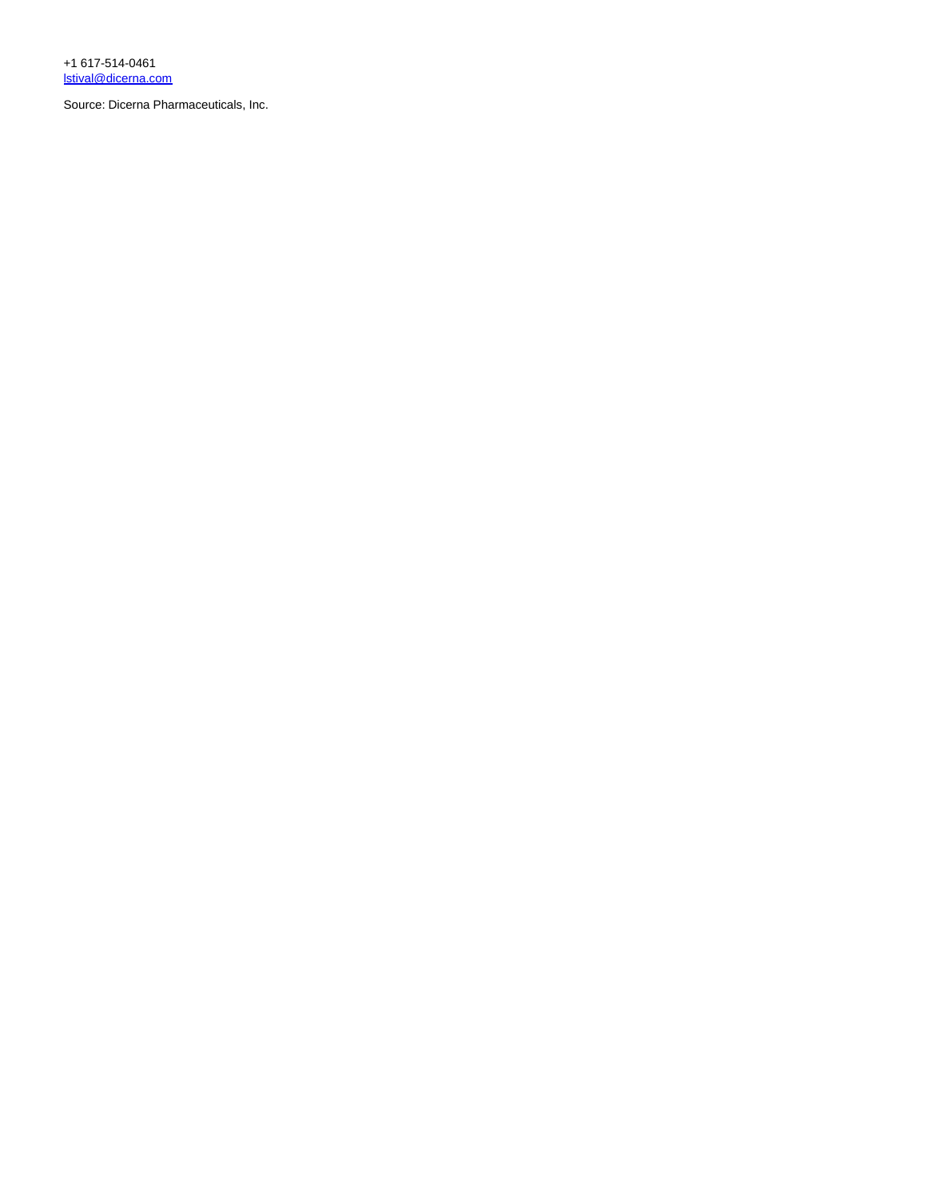+1 617-514-0461
[lstival@dicerna.com](mailto:lstival@dicerna.com)

Source: Dicerna Pharmaceuticals, Inc.